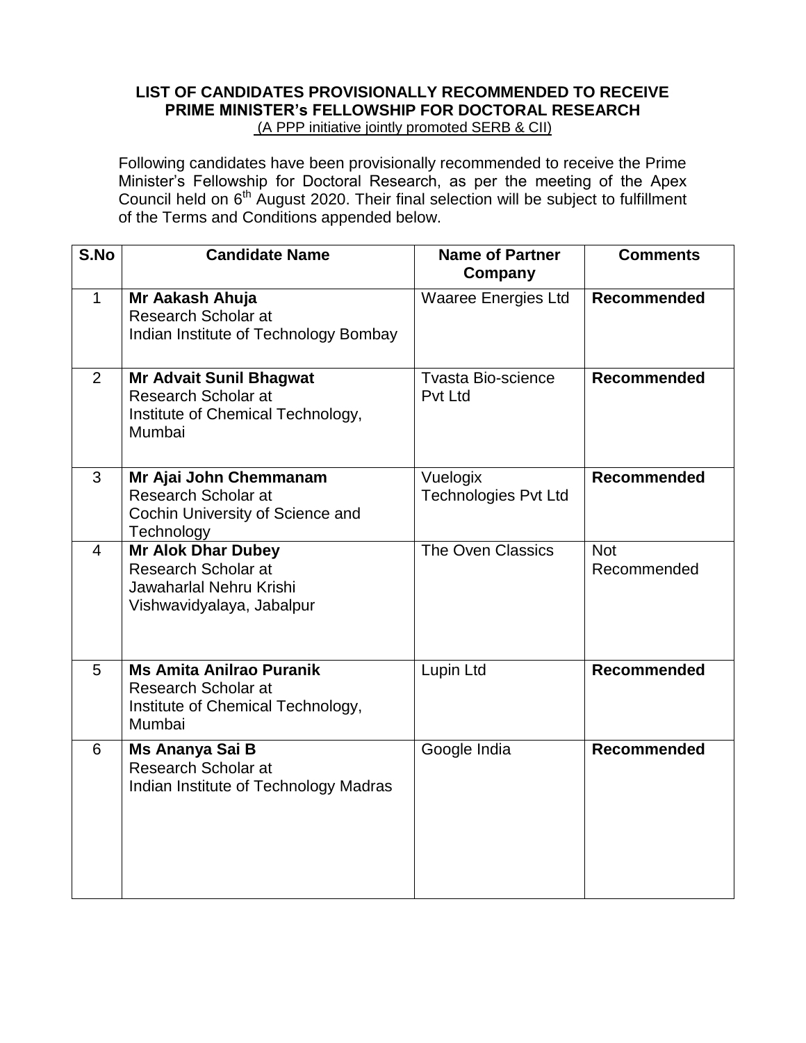# LIST OF CANDIDATES PROVISIONALLY RECOMMENDED TO RECEIVE PRIME MINISTER's FELLOWSHIP FOR DOCTORAL RESEARCH

(A PPP initiative jointly promoted SERB & CII)

Following candidates have been provisionally recommended to receive the Prime Minister's Fellowship for Doctoral Research, as per the meeting of the Apex Council held on 6th August 2020. Their final selection will be subject to fulfillment of the Terms and Conditions appended below.

| S.No | Candidate Name | Name of Partner Company | Comments |
|---|---|---|---|
| 1 | **Mr Aakash Ahuja** Research Scholar at Indian Institute of Technology Bombay | Waaree Energies Ltd | **Recommended** |
| 2 | **Mr Advait Sunil Bhagwat** Research Scholar at Institute of Chemical Technology, Mumbai | Tvasta Bio-science Pvt Ltd | **Recommended** |
| 3 | **Mr Ajai John Chemmanam** Research Scholar at Cochin University of Science and Technology | Vuelogix Technologies Pvt Ltd | **Recommended** |
| 4 | **Mr Alok Dhar Dubey** Research Scholar at Jawaharlal Nehru Krishi Vishwavidyalaya, Jabalpur | The Oven Classics | Not Recommended |
| 5 | **Ms Amita Anilrao Puranik** Research Scholar at Institute of Chemical Technology, Mumbai | Lupin Ltd | **Recommended** |
| 6 | **Ms Ananya Sai B** Research Scholar at Indian Institute of Technology Madras | Google India | **Recommended** |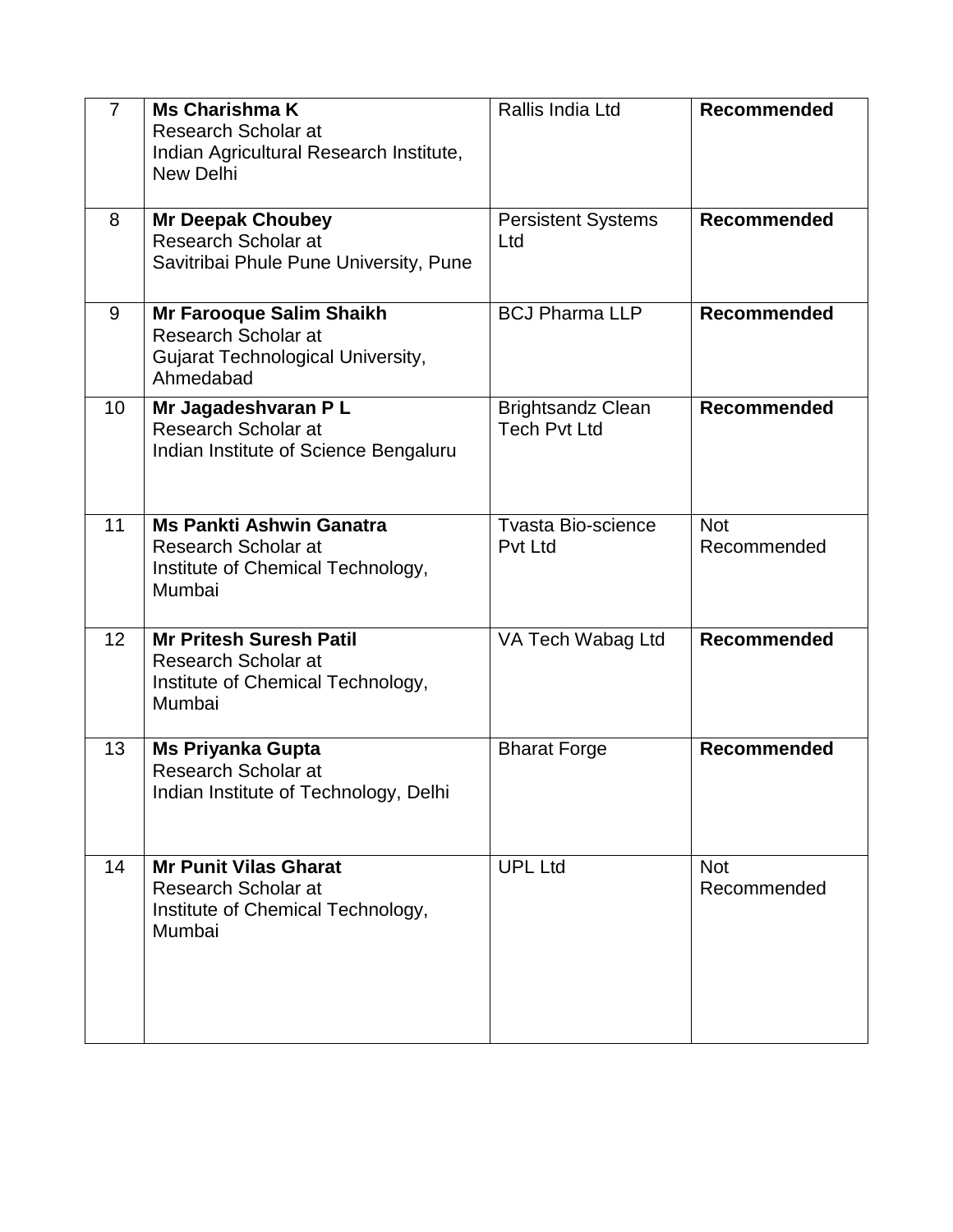| 7 | **Ms Charishma K**<br>Research Scholar at<br>Indian Agricultural Research Institute, New Delhi | Rallis India Ltd | **Recommended** |
|---|---|---|---|
| 8 | **Mr Deepak Choubey**<br>Research Scholar at<br>Savitribai Phule Pune University, Pune | Persistent Systems Ltd | **Recommended** |
| 9 | **Mr Farooque Salim Shaikh**<br>Research Scholar at<br>Gujarat Technological University, Ahmedabad | BCJ Pharma LLP | **Recommended** |
| 10 | **Mr Jagadeshvaran P L**<br>Research Scholar at<br>Indian Institute of Science Bengaluru | Brightsandz Clean Tech Pvt Ltd | **Recommended** |
| 11 | **Ms Pankti Ashwin Ganatra**<br>Research Scholar at<br>Institute of Chemical Technology, Mumbai | Tvasta Bio-science Pvt Ltd | Not Recommended |
| 12 | **Mr Pritesh Suresh Patil**<br>Research Scholar at<br>Institute of Chemical Technology, Mumbai | VA Tech Wabag Ltd | **Recommended** |
| 13 | **Ms Priyanka Gupta**<br>Research Scholar at<br>Indian Institute of Technology, Delhi | Bharat Forge | **Recommended** |
| 14 | **Mr Punit Vilas Gharat**<br>Research Scholar at<br>Institute of Chemical Technology, Mumbai | UPL Ltd | Not Recommended |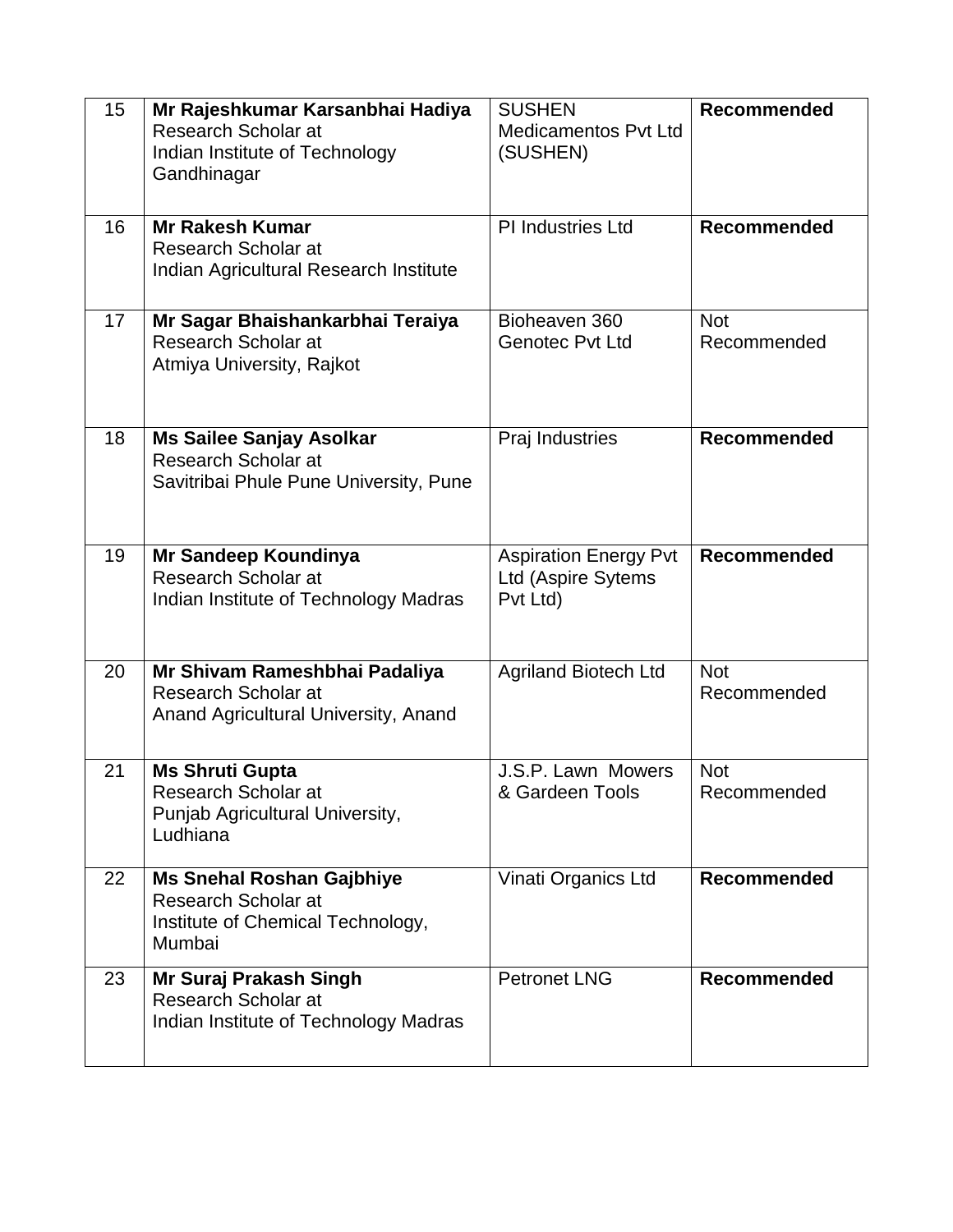| 15 | **Mr Rajeshkumar Karsanbhai Hadiya** Research Scholar at Indian Institute of Technology Gandhinagar | SUSHEN Medicamentos Pvt Ltd (SUSHEN) | **Recommended** |
|---|---|---|---|
| 16 | **Mr Rakesh Kumar** Research Scholar at Indian Agricultural Research Institute | PI Industries Ltd | **Recommended** |
| 17 | **Mr Sagar Bhaishankarbhai Teraiya** Research Scholar at Atmiya University, Rajkot | Bioheaven 360 Genotec Pvt Ltd | Not Recommended |
| 18 | **Ms Sailee Sanjay Asolkar** Research Scholar at Savitribai Phule Pune University, Pune | Praj Industries | **Recommended** |
| 19 | **Mr Sandeep Koundinya** Research Scholar at Indian Institute of Technology Madras | Aspiration Energy Pvt Ltd (Aspire Sytems Pvt Ltd) | **Recommended** |
| 20 | **Mr Shivam Rameshbhai Padaliya** Research Scholar at Anand Agricultural University, Anand | Agriland Biotech Ltd | Not Recommended |
| 21 | **Ms Shruti Gupta** Research Scholar at Punjab Agricultural University, Ludhiana | J.S.P. Lawn Mowers & Gardeen Tools | Not Recommended |
| 22 | **Ms Snehal Roshan Gajbhiye** Research Scholar at Institute of Chemical Technology, Mumbai | Vinati Organics Ltd | **Recommended** |
| 23 | **Mr Suraj Prakash Singh** Research Scholar at Indian Institute of Technology Madras | Petronet LNG | **Recommended** |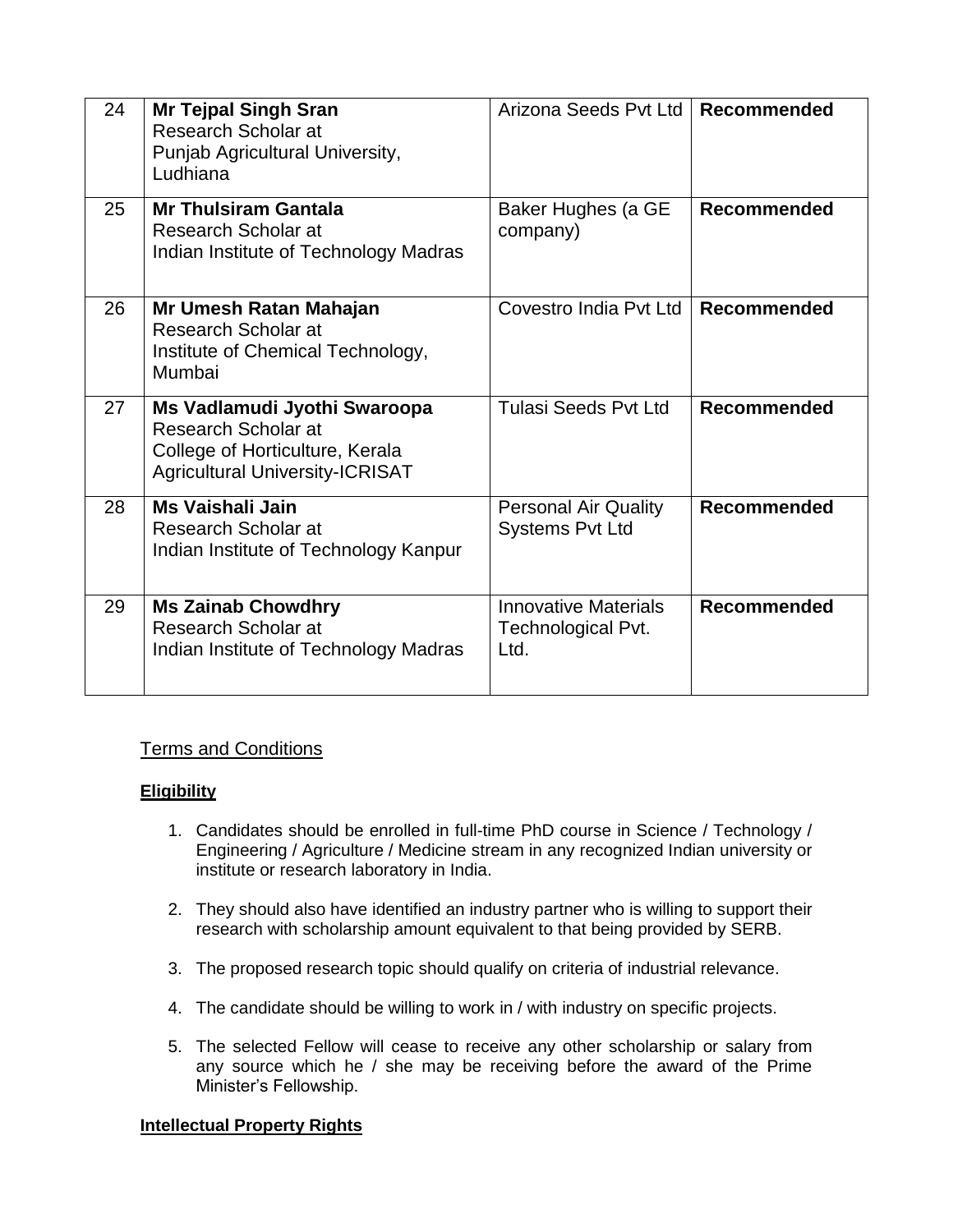| 24 | **Mr Tejpal Singh Sran** Research Scholar at Punjab Agricultural University, Ludhiana | Arizona Seeds Pvt Ltd | **Recommended** |
|---|---|---|---|
| 25 | **Mr Thulsiram Gantala** Research Scholar at Indian Institute of Technology Madras | Baker Hughes (a GE company) | **Recommended** |
| 26 | **Mr Umesh Ratan Mahajan** Research Scholar at Institute of Chemical Technology, Mumbai | Covestro India Pvt Ltd | **Recommended** |
| 27 | **Ms Vadlamudi Jyothi Swaroopa** Research Scholar at College of Horticulture, Kerala Agricultural University-ICRISAT | Tulasi Seeds Pvt Ltd | **Recommended** |
| 28 | **Ms Vaishali Jain** Research Scholar at Indian Institute of Technology Kanpur | Personal Air Quality Systems Pvt Ltd | **Recommended** |
| 29 | **Ms Zainab Chowdhry** Research Scholar at Indian Institute of Technology Madras | Innovative Materials Technological Pvt. Ltd. | **Recommended** |

## Terms and Conditions

### Eligibility

1. Candidates should be enrolled in full-time PhD course in Science / Technology / Engineering / Agriculture / Medicine stream in any recognized Indian university or institute or research laboratory in India.

2. They should also have identified an industry partner who is willing to support their research with scholarship amount equivalent to that being provided by SERB.

3. The proposed research topic should qualify on criteria of industrial relevance.

4. The candidate should be willing to work in / with industry on specific projects.

5. The selected Fellow will cease to receive any other scholarship or salary from any source which he / she may be receiving before the award of the Prime Minister's Fellowship.

### Intellectual Property Rights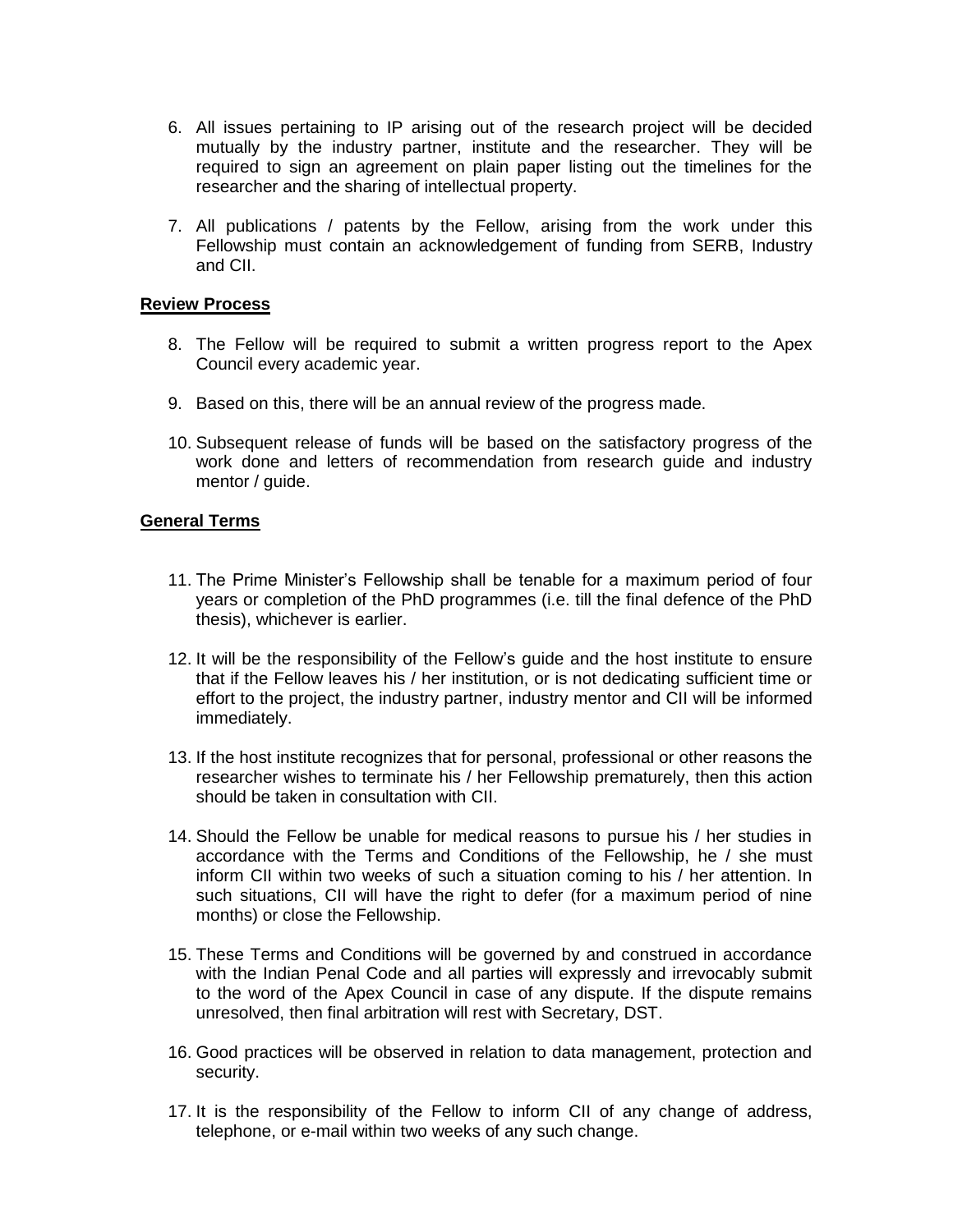6. All issues pertaining to IP arising out of the research project will be decided mutually by the industry partner, institute and the researcher. They will be required to sign an agreement on plain paper listing out the timelines for the researcher and the sharing of intellectual property.

7. All publications / patents by the Fellow, arising from the work under this Fellowship must contain an acknowledgement of funding from SERB, Industry and CII.

**Review Process**

8. The Fellow will be required to submit a written progress report to the Apex Council every academic year.

9. Based on this, there will be an annual review of the progress made.

10. Subsequent release of funds will be based on the satisfactory progress of the work done and letters of recommendation from research guide and industry mentor / guide.

**General Terms**

11. The Prime Minister's Fellowship shall be tenable for a maximum period of four years or completion of the PhD programmes (i.e. till the final defence of the PhD thesis), whichever is earlier.

12. It will be the responsibility of the Fellow's guide and the host institute to ensure that if the Fellow leaves his / her institution, or is not dedicating sufficient time or effort to the project, the industry partner, industry mentor and CII will be informed immediately.

13. If the host institute recognizes that for personal, professional or other reasons the researcher wishes to terminate his / her Fellowship prematurely, then this action should be taken in consultation with CII.

14. Should the Fellow be unable for medical reasons to pursue his / her studies in accordance with the Terms and Conditions of the Fellowship, he / she must inform CII within two weeks of such a situation coming to his / her attention. In such situations, CII will have the right to defer (for a maximum period of nine months) or close the Fellowship.

15. These Terms and Conditions will be governed by and construed in accordance with the Indian Penal Code and all parties will expressly and irrevocably submit to the word of the Apex Council in case of any dispute. If the dispute remains unresolved, then final arbitration will rest with Secretary, DST.

16. Good practices will be observed in relation to data management, protection and security.

17. It is the responsibility of the Fellow to inform CII of any change of address, telephone, or e-mail within two weeks of any such change.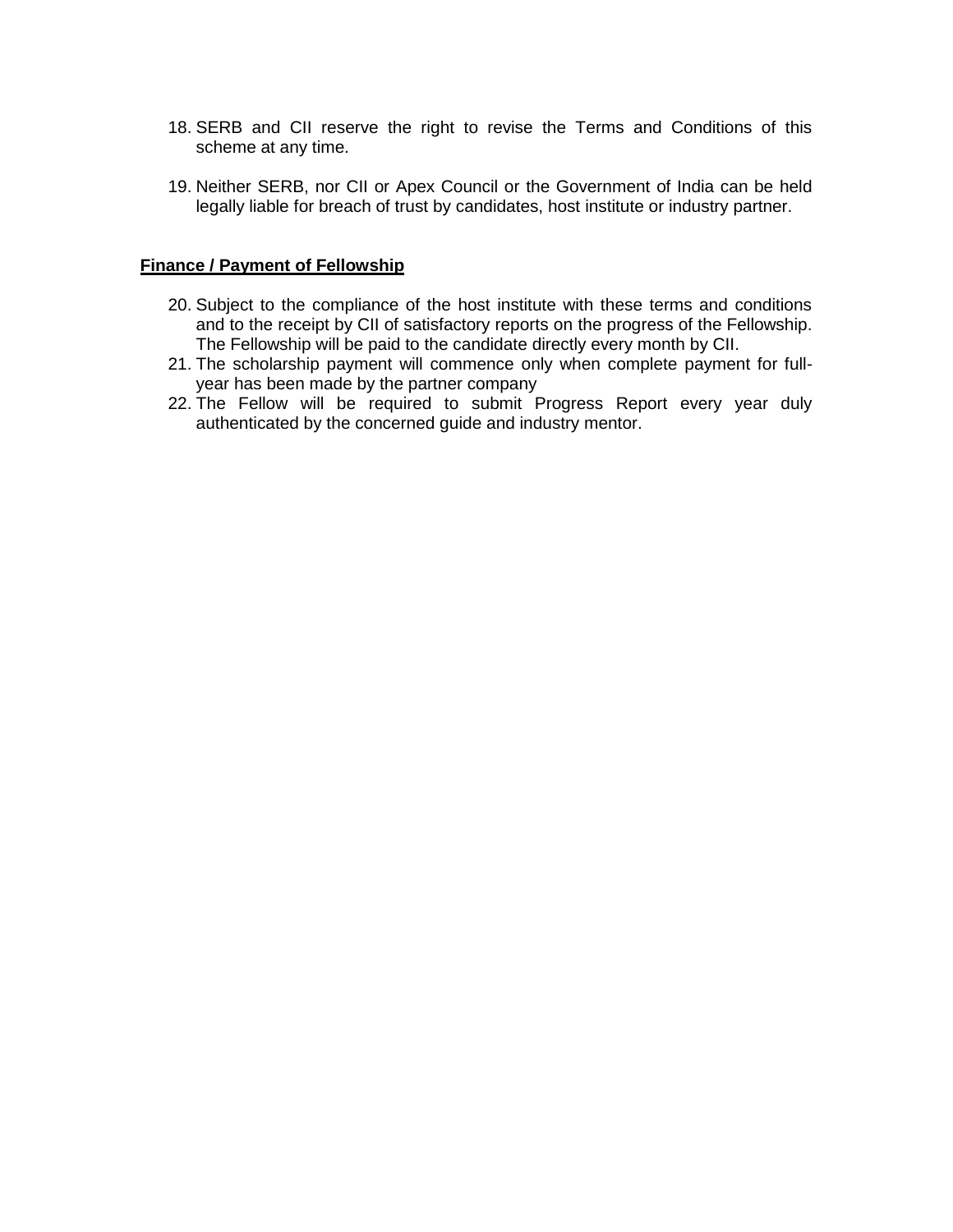18. SERB and CII reserve the right to revise the Terms and Conditions of this scheme at any time.

19. Neither SERB, nor CII or Apex Council or the Government of India can be held legally liable for breach of trust by candidates, host institute or industry partner.

**Finance / Payment of Fellowship**

20. Subject to the compliance of the host institute with these terms and conditions and to the receipt by CII of satisfactory reports on the progress of the Fellowship. The Fellowship will be paid to the candidate directly every month by CII.
21. The scholarship payment will commence only when complete payment for full-year has been made by the partner company
22. The Fellow will be required to submit Progress Report every year duly authenticated by the concerned guide and industry mentor.